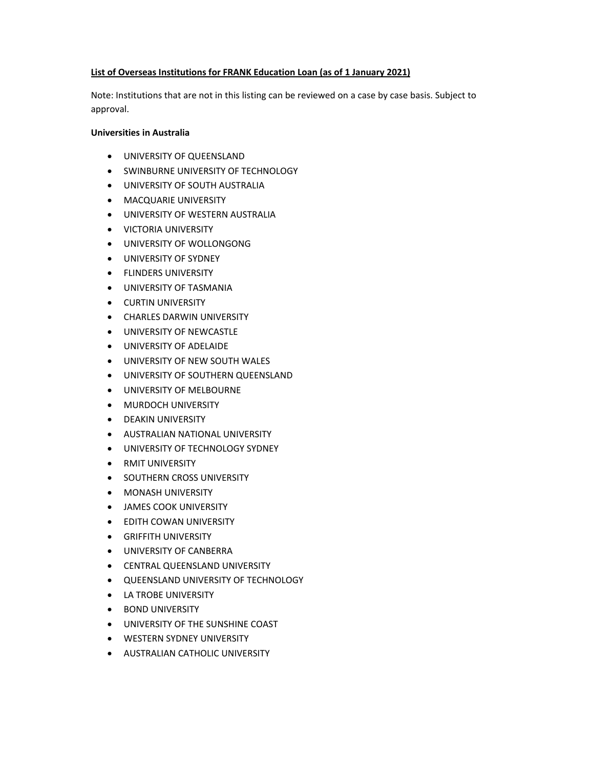**<u>List of Overseas Institutions for FRANK Education Loan (as of 1 January 2021)</u>**

Note: Institutions that are not in this listing can be reviewed on a case by case basis. Subject to approval.

**Universities in Australia**

- UNIVERSITY OF QUEENSLAND
- SWINBURNE UNIVERSITY OF TECHNOLOGY
- UNIVERSITY OF SOUTH AUSTRALIA
- MACQUARIE UNIVERSITY
- UNIVERSITY OF WESTERN AUSTRALIA
- VICTORIA UNIVERSITY
- UNIVERSITY OF WOLLONGONG
- UNIVERSITY OF SYDNEY
- FLINDERS UNIVERSITY
- UNIVERSITY OF TASMANIA
- CURTIN UNIVERSITY
- CHARLES DARWIN UNIVERSITY
- UNIVERSITY OF NEWCASTLE
- UNIVERSITY OF ADELAIDE
- UNIVERSITY OF NEW SOUTH WALES
- UNIVERSITY OF SOUTHERN QUEENSLAND
- UNIVERSITY OF MELBOURNE
- MURDOCH UNIVERSITY
- DEAKIN UNIVERSITY
- AUSTRALIAN NATIONAL UNIVERSITY
- UNIVERSITY OF TECHNOLOGY SYDNEY
- RMIT UNIVERSITY
- SOUTHERN CROSS UNIVERSITY
- MONASH UNIVERSITY
- JAMES COOK UNIVERSITY
- EDITH COWAN UNIVERSITY
- GRIFFITH UNIVERSITY
- UNIVERSITY OF CANBERRA
- CENTRAL QUEENSLAND UNIVERSITY
- QUEENSLAND UNIVERSITY OF TECHNOLOGY
- LA TROBE UNIVERSITY
- BOND UNIVERSITY
- UNIVERSITY OF THE SUNSHINE COAST
- WESTERN SYDNEY UNIVERSITY
- AUSTRALIAN CATHOLIC UNIVERSITY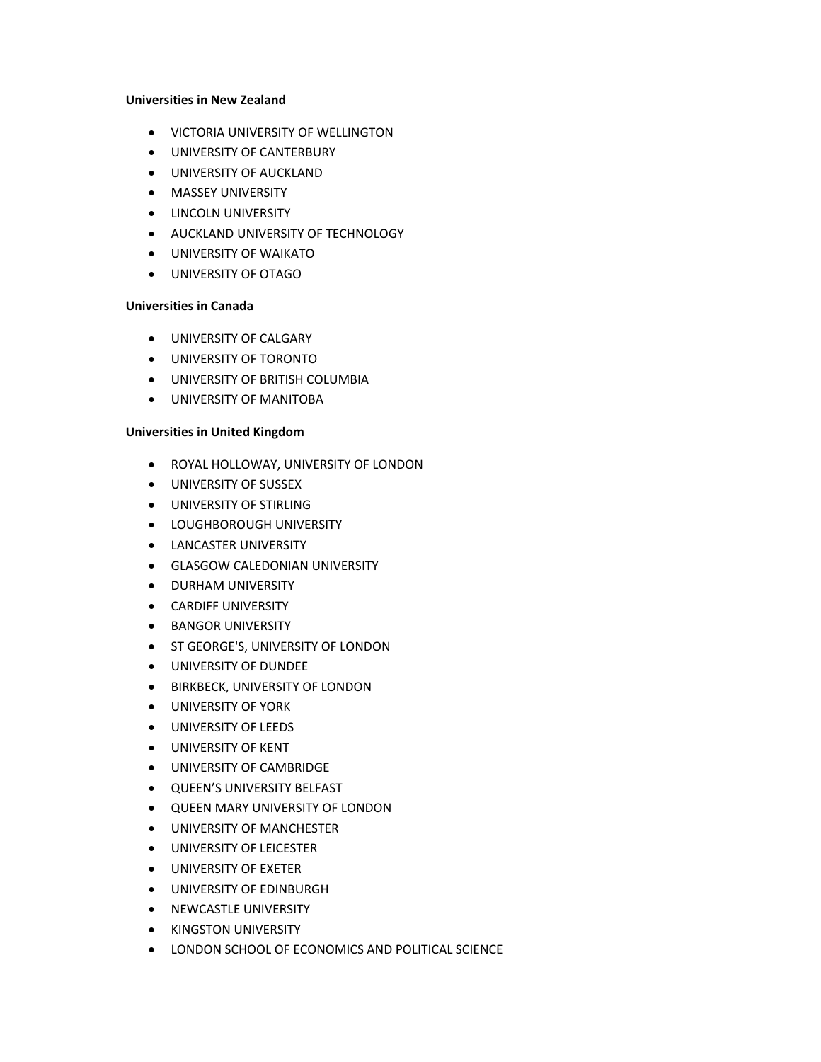**Universities in New Zealand**

- VICTORIA UNIVERSITY OF WELLINGTON
- UNIVERSITY OF CANTERBURY
- UNIVERSITY OF AUCKLAND
- MASSEY UNIVERSITY
- LINCOLN UNIVERSITY
- AUCKLAND UNIVERSITY OF TECHNOLOGY
- UNIVERSITY OF WAIKATO
- UNIVERSITY OF OTAGO

**Universities in Canada**

- UNIVERSITY OF CALGARY
- UNIVERSITY OF TORONTO
- UNIVERSITY OF BRITISH COLUMBIA
- UNIVERSITY OF MANITOBA

**Universities in United Kingdom**

- ROYAL HOLLOWAY, UNIVERSITY OF LONDON
- UNIVERSITY OF SUSSEX
- UNIVERSITY OF STIRLING
- LOUGHBOROUGH UNIVERSITY
- LANCASTER UNIVERSITY
- GLASGOW CALEDONIAN UNIVERSITY
- DURHAM UNIVERSITY
- CARDIFF UNIVERSITY
- BANGOR UNIVERSITY
- ST GEORGE'S, UNIVERSITY OF LONDON
- UNIVERSITY OF DUNDEE
- BIRKBECK, UNIVERSITY OF LONDON
- UNIVERSITY OF YORK
- UNIVERSITY OF LEEDS
- UNIVERSITY OF KENT
- UNIVERSITY OF CAMBRIDGE
- QUEEN’S UNIVERSITY BELFAST
- QUEEN MARY UNIVERSITY OF LONDON
- UNIVERSITY OF MANCHESTER
- UNIVERSITY OF LEICESTER
- UNIVERSITY OF EXETER
- UNIVERSITY OF EDINBURGH
- NEWCASTLE UNIVERSITY
- KINGSTON UNIVERSITY
- LONDON SCHOOL OF ECONOMICS AND POLITICAL SCIENCE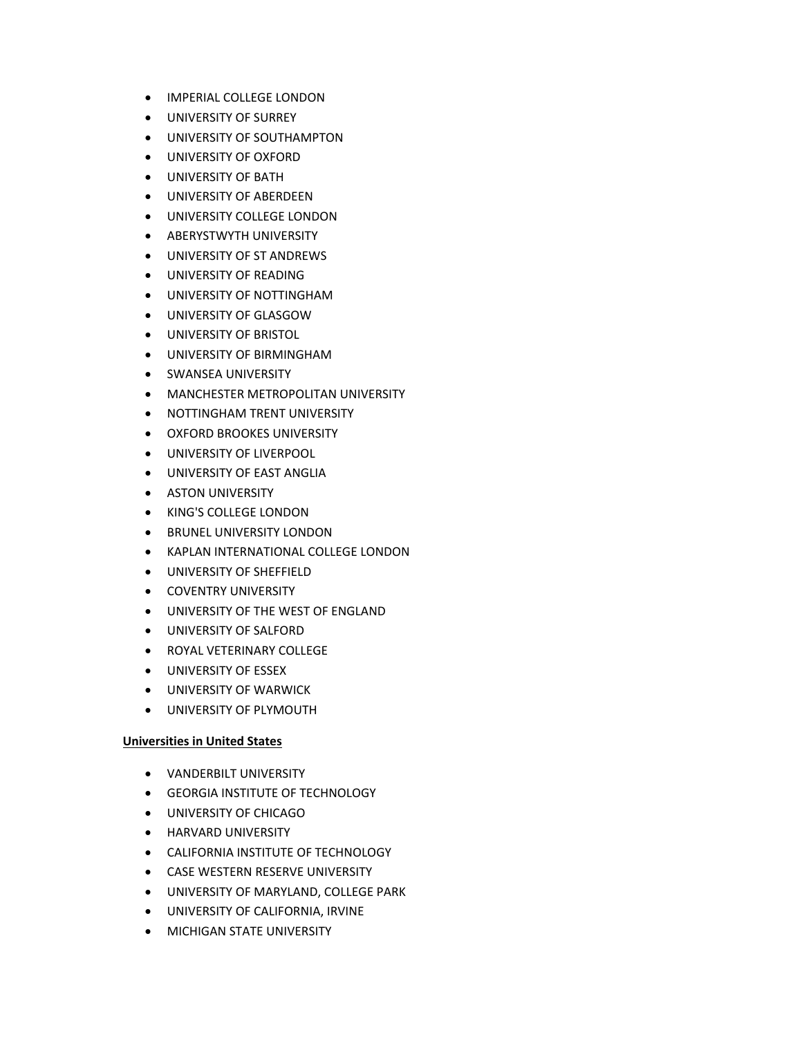- IMPERIAL COLLEGE LONDON
- UNIVERSITY OF SURREY
- UNIVERSITY OF SOUTHAMPTON
- UNIVERSITY OF OXFORD
- UNIVERSITY OF BATH
- UNIVERSITY OF ABERDEEN
- UNIVERSITY COLLEGE LONDON
- ABERYSTWYTH UNIVERSITY
- UNIVERSITY OF ST ANDREWS
- UNIVERSITY OF READING
- UNIVERSITY OF NOTTINGHAM
- UNIVERSITY OF GLASGOW
- UNIVERSITY OF BRISTOL
- UNIVERSITY OF BIRMINGHAM
- SWANSEA UNIVERSITY
- MANCHESTER METROPOLITAN UNIVERSITY
- NOTTINGHAM TRENT UNIVERSITY
- OXFORD BROOKES UNIVERSITY
- UNIVERSITY OF LIVERPOOL
- UNIVERSITY OF EAST ANGLIA
- ASTON UNIVERSITY
- KING'S COLLEGE LONDON
- BRUNEL UNIVERSITY LONDON
- KAPLAN INTERNATIONAL COLLEGE LONDON
- UNIVERSITY OF SHEFFIELD
- COVENTRY UNIVERSITY
- UNIVERSITY OF THE WEST OF ENGLAND
- UNIVERSITY OF SALFORD
- ROYAL VETERINARY COLLEGE
- UNIVERSITY OF ESSEX
- UNIVERSITY OF WARWICK
- UNIVERSITY OF PLYMOUTH

**Universities in United States**

- VANDERBILT UNIVERSITY
- GEORGIA INSTITUTE OF TECHNOLOGY
- UNIVERSITY OF CHICAGO
- HARVARD UNIVERSITY
- CALIFORNIA INSTITUTE OF TECHNOLOGY
- CASE WESTERN RESERVE UNIVERSITY
- UNIVERSITY OF MARYLAND, COLLEGE PARK
- UNIVERSITY OF CALIFORNIA, IRVINE
- MICHIGAN STATE UNIVERSITY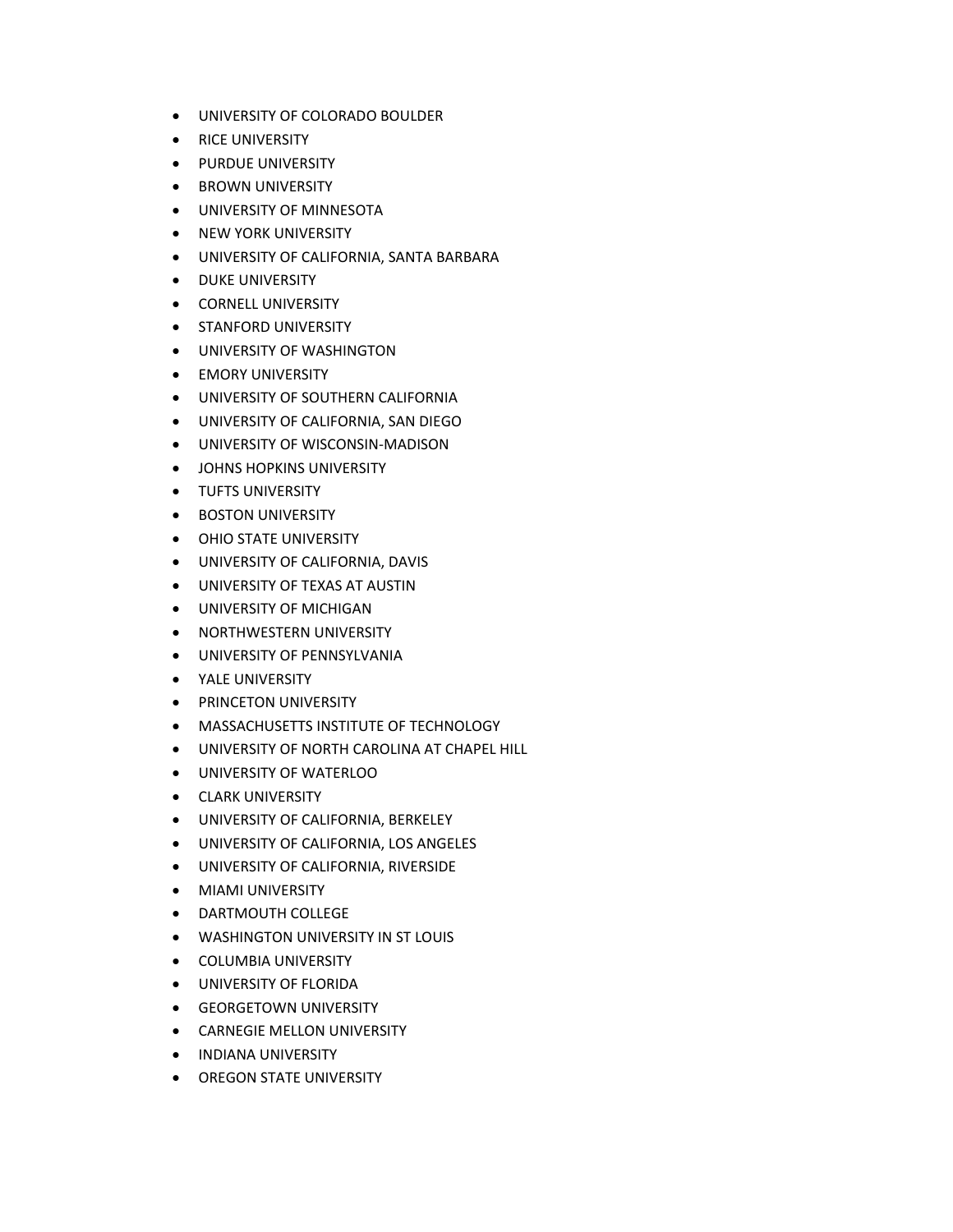- UNIVERSITY OF COLORADO BOULDER
- RICE UNIVERSITY
- PURDUE UNIVERSITY
- BROWN UNIVERSITY
- UNIVERSITY OF MINNESOTA
- NEW YORK UNIVERSITY
- UNIVERSITY OF CALIFORNIA, SANTA BARBARA
- DUKE UNIVERSITY
- CORNELL UNIVERSITY
- STANFORD UNIVERSITY
- UNIVERSITY OF WASHINGTON
- EMORY UNIVERSITY
- UNIVERSITY OF SOUTHERN CALIFORNIA
- UNIVERSITY OF CALIFORNIA, SAN DIEGO
- UNIVERSITY OF WISCONSIN-MADISON
- JOHNS HOPKINS UNIVERSITY
- TUFTS UNIVERSITY
- BOSTON UNIVERSITY
- OHIO STATE UNIVERSITY
- UNIVERSITY OF CALIFORNIA, DAVIS
- UNIVERSITY OF TEXAS AT AUSTIN
- UNIVERSITY OF MICHIGAN
- NORTHWESTERN UNIVERSITY
- UNIVERSITY OF PENNSYLVANIA
- YALE UNIVERSITY
- PRINCETON UNIVERSITY
- MASSACHUSETTS INSTITUTE OF TECHNOLOGY
- UNIVERSITY OF NORTH CAROLINA AT CHAPEL HILL
- UNIVERSITY OF WATERLOO
- CLARK UNIVERSITY
- UNIVERSITY OF CALIFORNIA, BERKELEY
- UNIVERSITY OF CALIFORNIA, LOS ANGELES
- UNIVERSITY OF CALIFORNIA, RIVERSIDE
- MIAMI UNIVERSITY
- DARTMOUTH COLLEGE
- WASHINGTON UNIVERSITY IN ST LOUIS
- COLUMBIA UNIVERSITY
- UNIVERSITY OF FLORIDA
- GEORGETOWN UNIVERSITY
- CARNEGIE MELLON UNIVERSITY
- INDIANA UNIVERSITY
- OREGON STATE UNIVERSITY